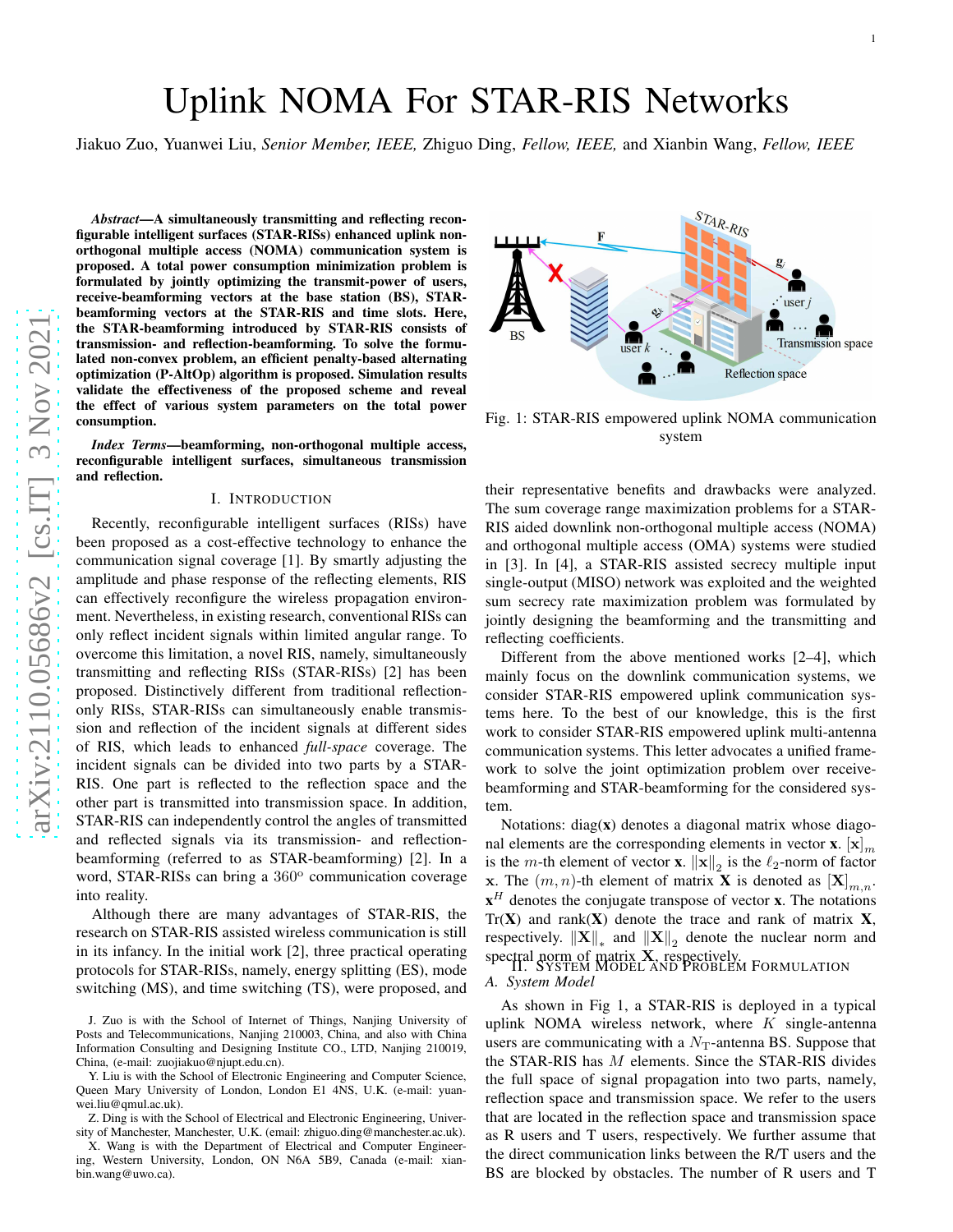# Uplink NOMA For STAR-RIS Networks

Jiakuo Zuo, Yuanwei Liu, *Senior Member, IEEE,* Zhiguo Ding, *Fellow, IEEE,* and Xianbin Wang, *Fellow, IEEE*

***Abstract*—A simultaneously transmitting and reflecting reconfigurable intelligent surfaces (STAR-RISs) enhanced uplink non-orthogonal multiple access (NOMA) communication system is proposed. A total power consumption minimization problem is formulated by jointly optimizing the transmit-power of users, receive-beamforming vectors at the base station (BS), STAR-beamforming vectors at the STAR-RIS and time slots. Here, the STAR-beamforming introduced by STAR-RISs consists of transmission- and reflection-beamforming. To solve the formulated non-convex problem, an efficient penalty-based alternating optimization (P-AltOp) algorithm is proposed. Simulation results validate the effectiveness of the proposed scheme and reveal the effect of various system parameters on the total power consumption.**

***Index Terms*—beamforming, non-orthogonal multiple access, reconfigurable intelligent surfaces, simultaneous transmission and reflection.**

## I. Introduction

Recently, reconfigurable intelligent surfaces (RISs) have been proposed as a cost-effective technology to enhance the communication signal coverage [1]. By smartly adjusting the amplitude and phase response of the reflecting elements, RIS can effectively reconfigure the wireless propagation environment. Nevertheless, in existing research, conventional RISs can only reflect incident signals within limited angular range. To overcome this limitation, a novel RIS, namely, simultaneously transmitting and reflecting RISs (STAR-RISs) [2] has been proposed. Distinctively different from traditional reflection-only RISs, STAR-RISs can simultaneously enable transmission and reflection of the incident signals at different sides of RIS, which leads to enhanced *full-space* coverage. The incident signals can be divided into two parts by a STAR-RIS. One part is reflected to the reflection space and the other part is transmitted into transmission space. In addition, STAR-RIS can independently control the angles of transmitted and reflected signals via its transmission- and reflection-beamforming (referred to as STAR-beamforming) [2]. In a word, STAR-RISs can bring a $360^{o}$ communication coverage into reality.

Although there are many advantages of STAR-RIS, the research on STAR-RIS assisted wireless communication is still in its infancy. In the initial work [2], three practical operating protocols for STAR-RISs, namely, energy splitting (ES), mode switching (MS), and time switching (TS), were proposed, and their representative benefits and drawbacks were analyzed. The sum coverage range maximization problems for a STAR-RIS aided downlink non-orthogonal multiple access (NOMA) and orthogonal multiple access (OMA) systems were studied in [3]. In [4], a STAR-RIS assisted secrecy multiple input single-output (MISO) network was exploited and the weighted sum secrecy rate maximization problem was formulated by jointly designing the beamforming and the transmitting and reflecting coefficients.

J. Zuo is with the School of Internet of Things, Nanjing University of Posts and Telecommunications, Nanjing 210003, China, and also with China Information Consulting and Designing Institute CO., LTD, Nanjing 210019, China, (e-mail: zuojiakuo@njupt.edu.cn).

Y. Liu is with the School of Electronic Engineering and Computer Science, Queen Mary University of London, London E1 4NS, U.K. (e-mail: yuanwei.liu@qmul.ac.uk).

Z. Ding is with the School of Electrical and Electronic Engineering, University of Manchester, Manchester, U.K. (email: zhiguo.ding@manchester.ac.uk).

X. Wang is with the Department of Electrical and Computer Engineering, Western University, London, ON N6A 5B9, Canada (e-mail: xianbin.wang@uwo.ca).

Fig. 1: STAR-RIS empowered uplink NOMA communication system

Different from the above mentioned works [2–4], which mainly focus on the downlink communication systems, we consider STAR-RIS empowered uplink communication systems here. To the best of our knowledge, this is the first work to consider STAR-RIS empowered uplink multi-antenna communication systems. This letter advocates a unified framework to solve the joint optimization problem over receive-beamforming and STAR-beamforming for the considered system.

Notations: diag($\mathbf{x}$) denotes a diagonal matrix whose diagonal elements are the corresponding elements in vector $\mathbf{x}$. $[\mathbf{x}]_m$ is the $m$-th element of vector $\mathbf{x}$. $\|\mathbf{x}\|_2$ is the $\ell_2$-norm of factor $\mathbf{x}$. The $(m,n)$-th element of matrix $\mathbf{X}$ is denoted as $[\mathbf{X}]_{m,n}$. $\mathbf{x}^H$ denotes the conjugate transpose of vector $\mathbf{x}$. The notations Tr($\mathbf{X}$) and rank($\mathbf{X}$) denote the trace and rank of matrix $\mathbf{X}$, respectively. $\|\mathbf{X}\|_*$ and $\|\mathbf{X}\|_2$ denote the nuclear norm and spectral norm of matrix $\mathbf{X}$, respectively.

## II. System Model and Problem Formulation

### A. System Model

As shown in Fig 1, a STAR-RIS is deployed in a typical uplink NOMA wireless network, where $K$ single-antenna users are communicating with a $N_{\rm T}$-antenna BS. Suppose that the STAR-RIS has $M$ elements. Since the STAR-RIS divides the full space of signal propagation into two parts, namely, reflection space and transmission space. We refer to the users that are located in the reflection space and transmission space as R users and T users, respectively. We further assume that the direct communication links between the R/T users and the BS are blocked by obstacles. The number of R users and T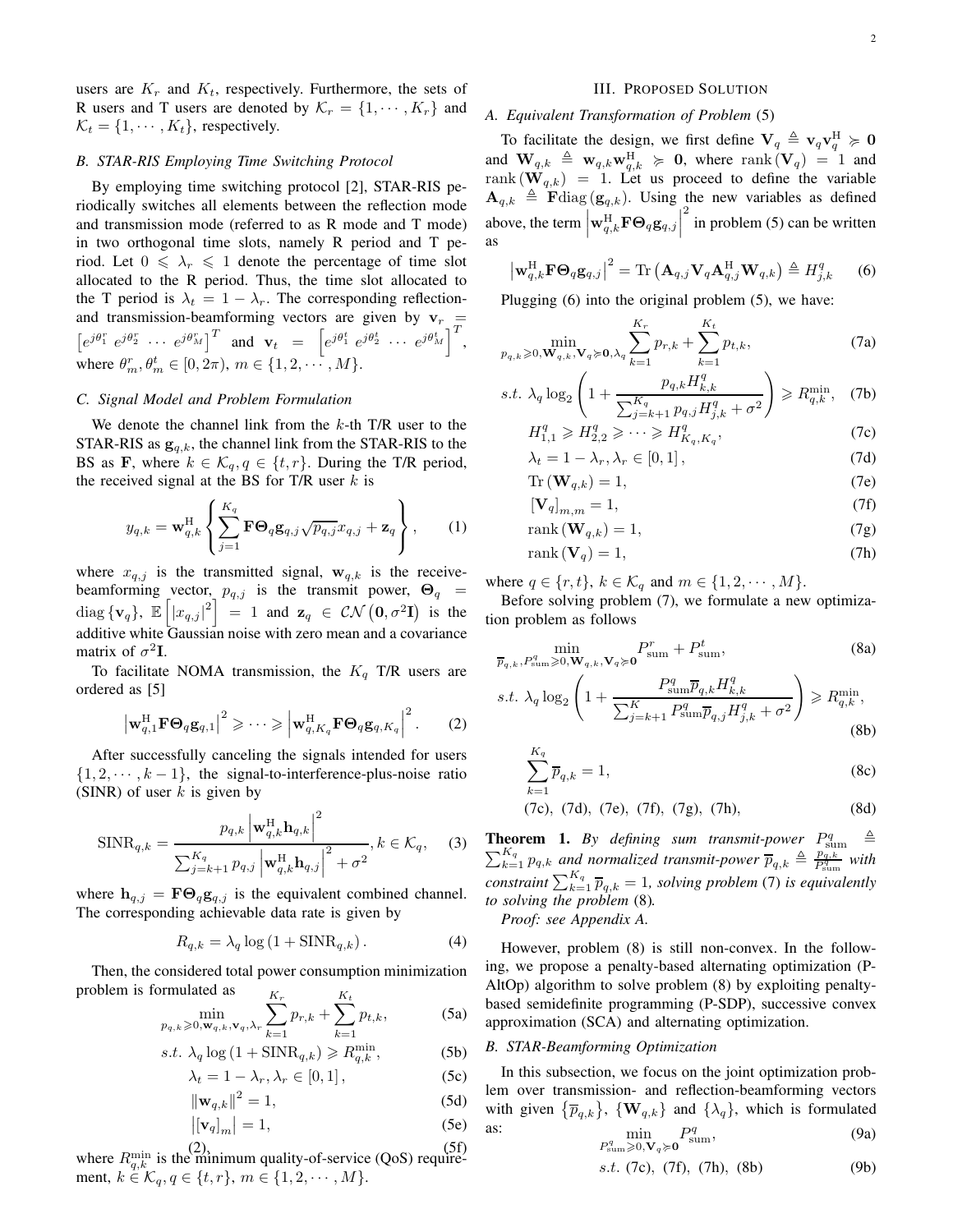users are $K_r$ and $K_t$, respectively. Furthermore, the sets of R users and T users are denoted by $\mathcal{K}_r = \{1, \cdots, K_r\}$ and $\mathcal{K}_t = \{1, \cdots, K_t\}$, respectively.

### B. STAR-RIS Employing Time Switching Protocol

By employing time switching protocol [2], STAR-RIS periodically switches all elements between the reflection mode and transmission mode (referred to as R mode and T mode) in two orthogonal time slots, namely R period and T period. Let $0 \leqslant \lambda_r \leqslant 1$ denote the percentage of time slot allocated to the R period. Thus, the time slot allocated to the T period is $\lambda_t = 1 - \lambda_r$. The corresponding reflection- and transmission-beamforming vectors are given by $\mathbf{v}_r = \left[e^{j\theta_1^r}\ e^{j\theta_2^r}\ \cdots\ e^{j\theta_M^r}\right]^T$ and $\mathbf{v}_t = \left[e^{j\theta_1^t}\ e^{j\theta_2^t}\ \cdots\ e^{j\theta_M^t}\right]^T$, where $\theta_m^r, \theta_m^t \in [0, 2\pi)$, $m \in \{1, 2, \cdots, M\}$.

### C. Signal Model and Problem Formulation

We denote the channel link from the $k$-th T/R user to the STAR-RIS as $\mathbf{g}_{q,k}$, the channel link from the STAR-RIS to the BS as $\mathbf{F}$, where $k \in \mathcal{K}_q, q \in \{t, r\}$. During the T/R period, the received signal at the BS for T/R user $k$ is

$$y_{q,k} = \mathbf{w}_{q,k}^{\mathrm{H}} \left\{ \sum_{j=1}^{K_q} \mathbf{F}\mathbf{\Theta}_q \mathbf{g}_{q,j} \sqrt{p_{q,j}} x_{q,j} + \mathbf{z}_q \right\}, \tag{1}$$

where $x_{q,j}$ is the transmitted signal, $\mathbf{w}_{q,k}$ is the receive-beamforming vector, $p_{q,j}$ is the transmit power, $\mathbf{\Theta}_q = \mathrm{diag}\left\{\mathbf{v}_q\right\}$, $\mathbb{E}\left[\left|x_{q,j}\right|^2\right] = 1$ and $\mathbf{z}_q \in \mathcal{CN}\left(\mathbf{0}, \sigma^2\mathbf{I}\right)$ is the additive white Gaussian noise with zero mean and a covariance matrix of $\sigma^2\mathbf{I}$.

To facilitate NOMA transmission, the $K_q$ T/R users are ordered as [5]

$$\left|\mathbf{w}_{q,1}^{\mathrm{H}} \mathbf{F}\mathbf{\Theta}_q \mathbf{g}_{q,1}\right|^2 \geqslant \cdots \geqslant \left|\mathbf{w}_{q,K_q}^{\mathrm{H}} \mathbf{F}\mathbf{\Theta}_q \mathbf{g}_{q,K_q}\right|^2. \tag{2}$$

After successfully canceling the signals intended for users $\{1, 2, \cdots, k-1\}$, the signal-to-interference-plus-noise ratio (SINR) of user $k$ is given by

$$\mathrm{SINR}_{q,k} = \frac{p_{q,k}\left|\mathbf{w}_{q,k}^{\mathrm{H}}\mathbf{h}_{q,k}\right|^2}{\sum_{j=k+1}^{K_q} p_{q,j}\left|\mathbf{w}_{q,k}^{\mathrm{H}}\mathbf{h}_{q,j}\right|^2 + \sigma^2}, k \in \mathcal{K}_q, \tag{3}$$

where $\mathbf{h}_{q,j} = \mathbf{F}\mathbf{\Theta}_q\mathbf{g}_{q,j}$ is the equivalent combined channel. The corresponding achievable data rate is given by

$$R_{q,k} = \lambda_q \log\left(1 + \mathrm{SINR}_{q,k}\right). \tag{4}$$

Then, the considered total power consumption minimization problem is formulated as

$$\min_{p_{q,k}\geqslant 0, \mathbf{w}_{q,k}, \mathbf{v}_q, \lambda_r} \sum_{k=1}^{K_r} p_{r,k} + \sum_{k=1}^{K_t} p_{t,k}, \tag{5a}$$

$$s.t.\ \lambda_q \log\left(1 + \mathrm{SINR}_{q,k}\right) \geqslant R_{q,k}^{\min}, \tag{5b}$$

$$\lambda_t = 1 - \lambda_r, \lambda_r \in [0, 1], \tag{5c}$$

$$\left\|\mathbf{w}_{q,k}\right\|^2 = 1, \tag{5d}$$

$$\left|[\mathbf{v}_q]_m\right| = 1, \tag{5e}$$

$$(2), \tag{5f}$$

where $R_{q,k}^{\min}$ is the minimum quality-of-service (QoS) requirement, $k \in \mathcal{K}_q, q \in \{t, r\}$, $m \in \{1, 2, \cdots, M\}$.

## III. Proposed Solution

### A. Equivalent Transformation of Problem (5)

To facilitate the design, we first define $\mathbf{V}_q \triangleq \mathbf{v}_q\mathbf{v}_q^{\mathrm{H}} \succcurlyeq \mathbf{0}$ and $\mathbf{W}_{q,k} \triangleq \mathbf{w}_{q,k}\mathbf{w}_{q,k}^{\mathrm{H}} \succcurlyeq \mathbf{0}$, where $\mathrm{rank}\left(\mathbf{V}_q\right) = 1$ and $\mathrm{rank}\left(\mathbf{W}_{q,k}\right) = 1$. Let us proceed to define the variable $\mathbf{A}_{q,k} \triangleq \mathbf{F}\mathrm{diag}\left(\mathbf{g}_{q,k}\right)$. Using the new variables as defined above, the term $\left|\mathbf{w}_{q,k}^{\mathrm{H}}\mathbf{F}\mathbf{\Theta}_q\mathbf{g}_{q,j}\right|^2$ in problem (5) can be written as

$$\left|\mathbf{w}_{q,k}^{\mathrm{H}}\mathbf{F}\mathbf{\Theta}_q\mathbf{g}_{q,j}\right|^2 = \mathrm{Tr}\left(\mathbf{A}_{q,j}\mathbf{V}_q\mathbf{A}_{q,j}^{\mathrm{H}}\mathbf{W}_{q,k}\right) \triangleq H_{j,k}^q \tag{6}$$

Plugging (6) into the original problem (5), we have:

$$\min_{p_{q,k}\geqslant 0, \mathbf{W}_{q,k}, \mathbf{V}_q \succcurlyeq \mathbf{0}, \lambda_q} \sum_{k=1}^{K_r} p_{r,k} + \sum_{k=1}^{K_t} p_{t,k}, \tag{7a}$$

$$s.t.\ \lambda_q \log_2\left(1 + \frac{p_{q,k}H_{k,k}^q}{\sum_{j=k+1}^{K_q} p_{q,j}H_{j,k}^q + \sigma^2}\right) \geqslant R_{q,k}^{\min}, \tag{7b}$$

$$H_{1,1}^q \geqslant H_{2,2}^q \geqslant \cdots \geqslant H_{K_q,K_q}^q, \tag{7c}$$

$$\lambda_t = 1 - \lambda_r, \lambda_r \in [0, 1], \tag{7d}$$

$$\mathrm{Tr}\left(\mathbf{W}_{q,k}\right) = 1, \tag{7e}$$

$$[\mathbf{V}_q]_{m,m} = 1, \tag{7f}$$

$$\mathrm{rank}\left(\mathbf{W}_{q,k}\right) = 1, \tag{7g}$$

$$\mathrm{rank}\left(\mathbf{V}_q\right) = 1, \tag{7h}$$

where $q \in \{r, t\}$, $k \in \mathcal{K}_q$ and $m \in \{1, 2, \cdots, M\}$.

Before solving problem (7), we formulate a new optimization problem as follows

$$\min_{\overline{p}_{q,k}, P_{\mathrm{sum}}^q \geqslant 0, \mathbf{W}_{q,k}, \mathbf{V}_q \succcurlyeq \mathbf{0}} P_{\mathrm{sum}}^r + P_{\mathrm{sum}}^t, \tag{8a}$$

$$s.t.\ \lambda_q \log_2\left(1 + \frac{P_{\mathrm{sum}}^q \overline{p}_{q,k} H_{k,k}^q}{\sum_{j=k+1}^{K} P_{\mathrm{sum}}^q \overline{p}_{q,j} H_{j,k}^q + \sigma^2}\right) \geqslant R_{q,k}^{\min}, \tag{8b}$$

$$\sum_{k=1}^{K_q} \overline{p}_{q,k} = 1, \tag{8c}$$

$$(7c),\ (7d),\ (7e),\ (7f),\ (7g),\ (7h), \tag{8d}$$

**Theorem 1.** *By defining sum transmit-power $P_{\mathrm{sum}}^q \triangleq \sum_{k=1}^{K_q} p_{q,k}$ and normalized transmit-power $\overline{p}_{q,k} \triangleq \frac{p_{q,k}}{P_{\mathrm{sum}}^q}$ with constraint $\sum_{k=1}^{K_q} \overline{p}_{q,k} = 1$, solving problem (7) is equivalently to solving the problem (8).*

*Proof: see Appendix A.*

However, problem (8) is still non-convex. In the following, we propose a penalty-based alternating optimization (P-AltOp) algorithm to solve problem (8) by exploiting penalty-based semidefinite programming (P-SDP), successive convex approximation (SCA) and alternating optimization.

### B. STAR-Beamforming Optimization

In this subsection, we focus on the joint optimization problem over transmission- and reflection-beamforming vectors with given $\left\{\overline{p}_{q,k}\right\}$, $\left\{\mathbf{W}_{q,k}\right\}$ and $\left\{\lambda_q\right\}$, which is formulated as:

$$\min_{P_{\mathrm{sum}}^q \geqslant 0, \mathbf{V}_q \succcurlyeq \mathbf{0}} P_{\mathrm{sum}}^q, \tag{9a}$$

$$s.t.\ (7c),\ (7f),\ (7h),\ (8b) \tag{9b}$$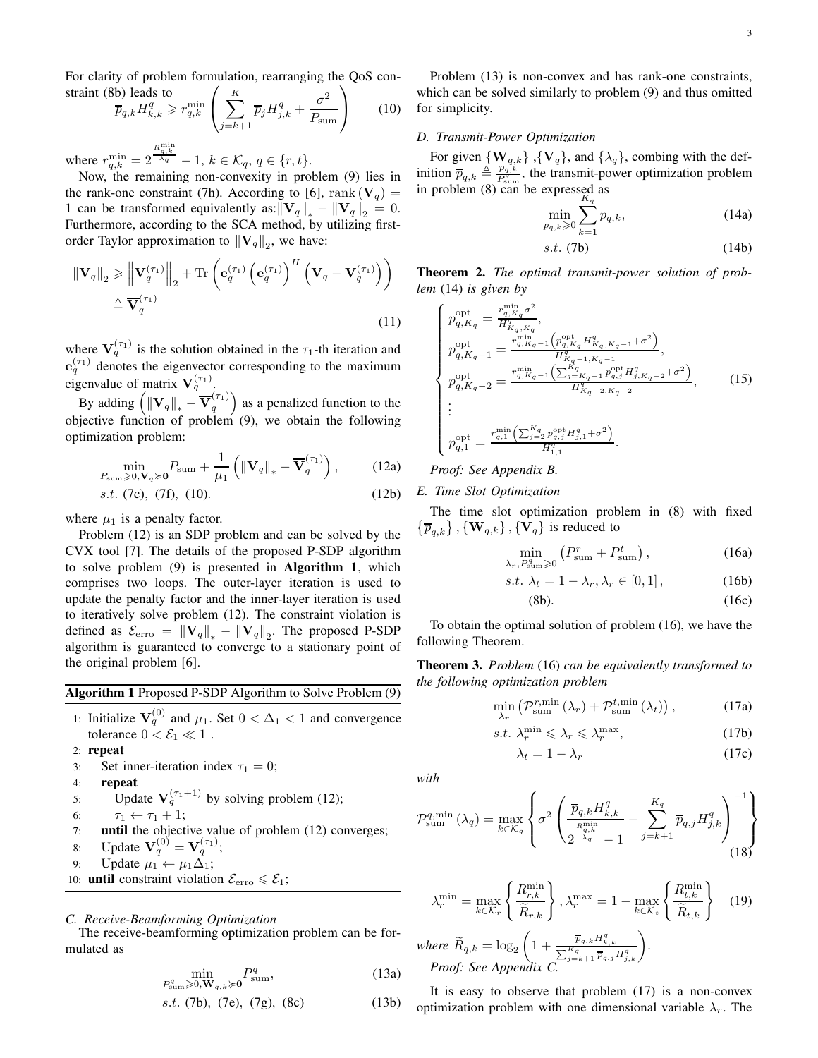For clarity of problem formulation, rearranging the QoS constraint (8b) leads to

$$\overline{p}_{q,k}H_{k,k}^{q} \geqslant r_{q,k}^{\min}\left(\sum_{j=k+1}^{K}\overline{p}_{j}H_{j,k}^{q}+\frac{\sigma^{2}}{P_{\rm sum}}\right) \tag{10}$$

where $r_{q,k}^{\min}=2^{\frac{R_{q,k}^{\min}}{\lambda_q}}-1$, $k\in\mathcal{K}_q$, $q\in\{r,t\}$.

Now, the remaining non-convexity in problem (9) lies in the rank-one constraint (7h). According to [6], ${\rm rank}\left(\mathbf{V}_q\right)=1$ can be transformed equivalently as: $\left\|\mathbf{V}_q\right\|_*-\left\|\mathbf{V}_q\right\|_2=0$. Furthermore, according to the SCA method, by utilizing first-order Taylor approximation to $\left\|\mathbf{V}_q\right\|_2$, we have:

$$\left\|\mathbf{V}_q\right\|_2 \geqslant \left\|\mathbf{V}_q^{(\tau_1)}\right\|_2+{\rm Tr}\left(\mathbf{e}_q^{(\tau_1)}\left(\mathbf{e}_q^{(\tau_1)}\right)^H\left(\mathbf{V}_q-\mathbf{V}_q^{(\tau_1)}\right)\right) \triangleq \overline{\mathbf{V}}_q^{(\tau_1)} \tag{11}$$

where $\mathbf{V}_q^{(\tau_1)}$ is the solution obtained in the $\tau_1$-th iteration and $\mathbf{e}_q^{(\tau_1)}$ denotes the eigenvector corresponding to the maximum eigenvalue of matrix $\mathbf{V}_q^{(\tau_1)}$.

By adding $\left(\left\|\mathbf{V}_q\right\|_*-\overline{\mathbf{V}}_q^{(\tau_1)}\right)$ as a penalized function to the objective function of problem (9), we obtain the following optimization problem:

$$\min_{P_{\rm sum}\geqslant 0,\mathbf{V}_q\succcurlyeq\mathbf{0}} P_{\rm sum}+\frac{1}{\mu_1}\left(\left\|\mathbf{V}_q\right\|_*-\overline{\mathbf{V}}_q^{(\tau_1)}\right), \tag{12a}$$

$$s.t.\ (7c),\ (7f),\ (10). \tag{12b}$$

where $\mu_1$ is a penalty factor.

Problem (12) is an SDP problem and can be solved by the CVX tool [7]. The details of the proposed P-SDP algorithm to solve problem (9) is presented in **Algorithm 1**, which comprises two loops. The outer-layer iteration is used to update the penalty factor and the inner-layer iteration is used to iteratively solve problem (12). The constraint violation is defined as $\mathcal{E}_{\rm erro}=\left\|\mathbf{V}_q\right\|_*-\left\|\mathbf{V}_q\right\|_2$. The proposed P-SDP algorithm is guaranteed to converge to a stationary point of the original problem [6].

**Algorithm 1** Proposed P-SDP Algorithm to Solve Problem (9)

1: Initialize $\mathbf{V}_q^{(0)}$ and $\mu_1$. Set $0<\Delta_1<1$ and convergence tolerance $0<\mathcal{E}_1\ll 1$ .
2: **repeat**
3: Set inner-iteration index $\tau_1=0$;
4: **repeat**
5: Update $\mathbf{V}_q^{(\tau_1+1)}$ by solving problem (12);
6: $\tau_1\leftarrow\tau_1+1$;
7: **until** the objective value of problem (12) converges;
8: Update $\mathbf{V}_q^{(0)}=\mathbf{V}_q^{(\tau_1)}$;
9: Update $\mu_1\leftarrow\mu_1\Delta_1$;
10: **until** constraint violation $\mathcal{E}_{\rm erro}\leqslant\mathcal{E}_1$;

### C. Receive-Beamforming Optimization

The receive-beamforming optimization problem can be formulated as

$$\min_{P_{\rm sum}^q\geqslant 0,\mathbf{W}_{q,k}\succcurlyeq\mathbf{0}} P_{\rm sum}^q, \tag{13a}$$

$$s.t.\ (7b),\ (7e),\ (7g),\ (8c) \tag{13b}$$

Problem (13) is non-convex and has rank-one constraints, which can be solved similarly to problem (9) and thus omitted for simplicity.

### D. Transmit-Power Optimization

For given $\{\mathbf{W}_{q,k}\}$, $\{\mathbf{V}_q\}$, and $\{\lambda_q\}$, combing with the definition $\overline{p}_{q,k}\triangleq\frac{p_{q,k}}{P_{\rm sum}^q}$, the transmit-power optimization problem in problem (8) can be expressed as

$$\min_{p_{q,k}\geqslant 0}\sum_{k=1}^{K_q}p_{q,k}, \tag{14a}$$

$$s.t.\ (7b) \tag{14b}$$

**Theorem 2.** *The optimal transmit-power solution of problem* (14) *is given by*

$$\begin{cases} p_{q,K_q}^{\rm opt}=\frac{r_{q,K_q}^{\min}\sigma^2}{H_{K_q,K_q}^q},\\ p_{q,K_q-1}^{\rm opt}=\frac{r_{q,K_q-1}^{\min}\left(p_{q,K_q}^{\rm opt}H_{K_q,K_q-1}^q+\sigma^2\right)}{H_{K_q-1,K_q-1}^q},\\ p_{q,K_q-2}^{\rm opt}=\frac{r_{q,K_q-1}^{\min}\left(\sum_{j=K_q-1}^{K_q}p_{q,j}^{\rm opt}H_{j,K_q-2}^q+\sigma^2\right)}{H_{K_q-2,K_q-2}^q},\\ \vdots\\ p_{q,1}^{\rm opt}=\frac{r_{q,1}^{\min}\left(\sum_{j=2}^{K_q}p_{q,j}^{\rm opt}H_{j,1}^q+\sigma^2\right)}{H_{1,1}^q}. \end{cases} \tag{15}$$

*Proof: See Appendix B.*

### E. Time Slot Optimization

The time slot optimization problem in (8) with fixed $\left\{\overline{p}_{q,k}\right\},\{\mathbf{W}_{q,k}\},\{\mathbf{V}_q\}$ is reduced to

$$\min_{\lambda_r,P_{\rm sum}^q\geqslant 0}\left(P_{\rm sum}^r+P_{\rm sum}^t\right), \tag{16a}$$

$$s.t.\ \lambda_t=1-\lambda_r,\lambda_r\in[0,1], \tag{16b}$$

$$(8b). \tag{16c}$$

To obtain the optimal solution of problem (16), we have the following Theorem.

**Theorem 3.** *Problem* (16) *can be equivalently transformed to the following optimization problem*

$$\min_{\lambda_r}\left(\mathcal{P}_{\rm sum}^{r,\min}(\lambda_r)+\mathcal{P}_{\rm sum}^{t,\min}(\lambda_t)\right), \tag{17a}$$

$$s.t.\ \lambda_r^{\min}\leqslant\lambda_r\leqslant\lambda_r^{\max}, \tag{17b}$$

$$\lambda_t=1-\lambda_r \tag{17c}$$

*with*

$$\mathcal{P}_{\rm sum}^{q,\min}(\lambda_q)=\max_{k\in\mathcal{K}_q}\left\{\sigma^2\left(\frac{\overline{p}_{q,k}H_{k,k}^q}{2^{\frac{R_{q,k}^{\min}}{\lambda_q}}-1}-\sum_{j=k+1}^{K_q}\overline{p}_{q,j}H_{j,k}^q\right)^{-1}\right\} \tag{18}$$

$$\lambda_r^{\min}=\max_{k\in\mathcal{K}_r}\left\{\frac{R_{r,k}^{\min}}{\widetilde{R}_{r,k}}\right\},\lambda_r^{\max}=1-\max_{k\in\mathcal{K}_t}\left\{\frac{R_{t,k}^{\min}}{\widetilde{R}_{t,k}}\right\} \tag{19}$$

*where* $\widetilde{R}_{q,k}=\log_2\left(1+\frac{\overline{p}_{q,k}H_{k,k}^q}{\sum_{j=k+1}^{K_q}\overline{p}_{q,j}H_{j,k}^q}\right)$.

*Proof: See Appendix C.*

It is easy to observe that problem (17) is a non-convex optimization problem with one dimensional variable $\lambda_r$. The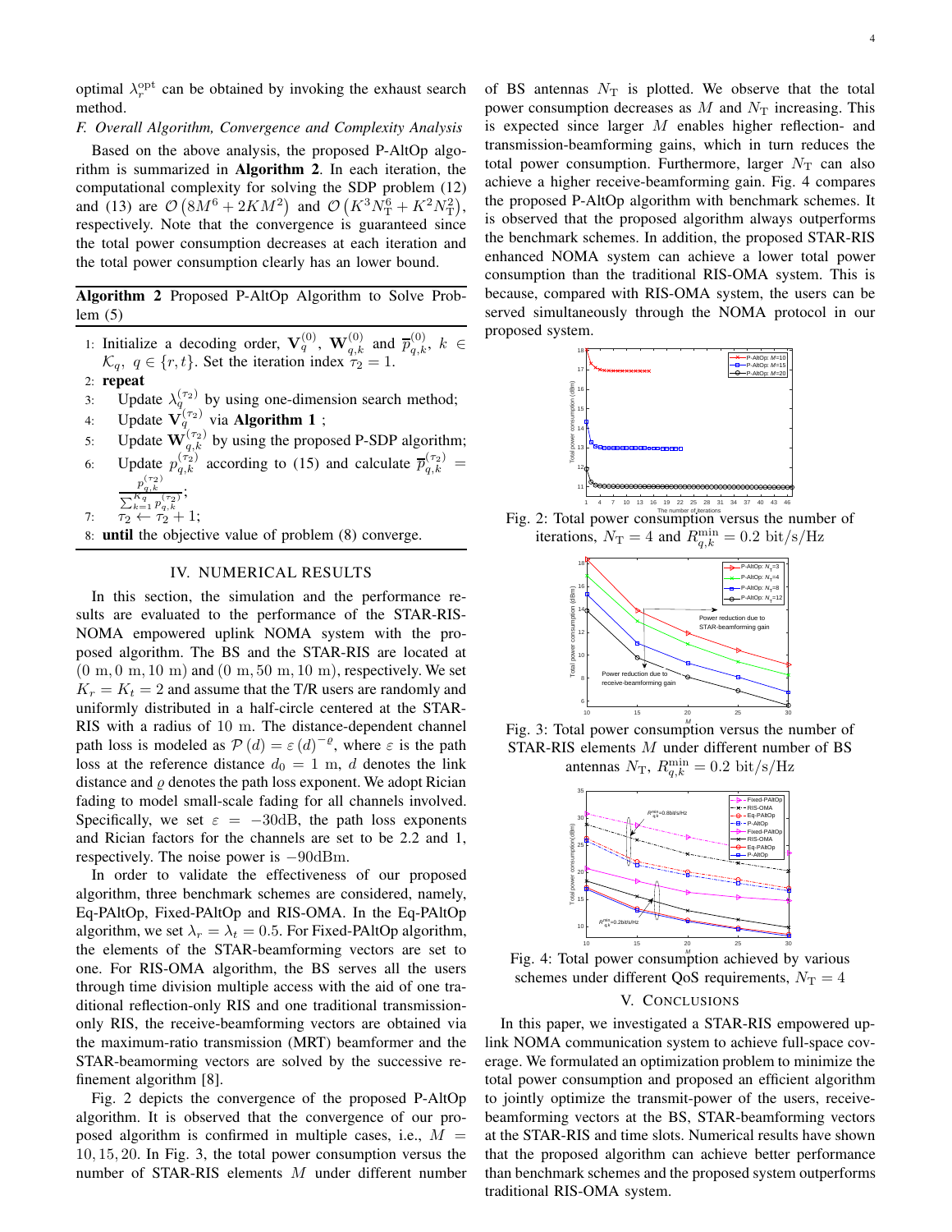optimal $\lambda_r^{\rm opt}$ can be obtained by invoking the exhaust search method.

### F. Overall Algorithm, Convergence and Complexity Analysis

Based on the above analysis, the proposed P-AltOp algorithm is summarized in **Algorithm 2**. In each iteration, the computational complexity for solving the SDP problem (12) and (13) are $\mathcal{O}\left(8M^6 + 2KM^2\right)$ and $\mathcal{O}\left(K^3 N_{\rm T}^6 + K^2 N_{\rm T}^2\right)$, respectively. Note that the convergence is guaranteed since the total power consumption decreases at each iteration and the total power consumption clearly has an lower bound.

---

**Algorithm 2** Proposed P-AltOp Algorithm to Solve Problem (5)

1: Initialize a decoding order, $\mathbf{V}_q^{(0)}$, $\mathbf{W}_{q,k}^{(0)}$ and $\overline{p}_{q,k}^{(0)}$, $k \in \mathcal{K}_q$, $q \in \{r, t\}$. Set the iteration index $\tau_2 = 1$.
2: **repeat**
3: Update $\lambda_q^{(\tau_2)}$ by using one-dimension search method;
4: Update $\mathbf{V}_q^{(\tau_2)}$ via **Algorithm 1** ;
5: Update $\mathbf{W}_{q,k}^{(\tau_2)}$ by using the proposed P-SDP algorithm;
6: Update $p_{q,k}^{(\tau_2)}$ according to (15) and calculate $\overline{p}_{q,k}^{(\tau_2)} = \frac{p_{q,k}^{(\tau_2)}}{\sum_{k=1}^{K_q} p_{q,k}^{(\tau_2)}}$;
7: $\tau_2 \leftarrow \tau_2 + 1$;
8: **until** the objective value of problem (8) converge.

---

## IV. Numerical Results

In this section, the simulation and the performance results are evaluated to the performance of the STAR-RIS-NOMA empowered uplink NOMA system with the proposed algorithm. The BS and the STAR-RIS are located at $(0~\text{m}, 0~\text{m}, 10~\text{m})$ and $(0~\text{m}, 50~\text{m}, 10~\text{m})$, respectively. We set $K_r = K_t = 2$ and assume that the T/R users are randomly and uniformly distributed in a half-circle centered at the STAR-RIS with a radius of 10 m. The distance-dependent channel path loss is modeled as $\mathcal{P}\left(d\right) = \varepsilon \left(d\right)^{-\varrho}$, where $\varepsilon$ is the path loss at the reference distance $d_0 = 1$ m, $d$ denotes the link distance and $\varrho$ denotes the path loss exponent. We adopt Rician fading to model small-scale fading for all channels involved. Specifically, we set $\varepsilon = -30$dB, the path loss exponents and Rician factors for the channels are set to be 2.2 and 1, respectively. The noise power is $-90$dBm.

In order to validate the effectiveness of our proposed algorithm, three benchmark schemes are considered, namely, Eq-PAltOp, Fixed-PAltOp and RIS-OMA. In the Eq-PAltOp algorithm, we set $\lambda_r = \lambda_t = 0.5$. For Fixed-PAltOp algorithm, the elements of the STAR-beamforming vectors are set to one. For RIS-OMA algorithm, the BS serves all the users through time division multiple access with the aid of one traditional reflection-only RIS and one traditional transmission-only RIS, the receive-beamforming vectors are obtained via the maximum-ratio transmission (MRT) beamformer and the STAR-beamorming vectors are solved by the successive refinement algorithm [8].

Fig. 2 depicts the convergence of the proposed P-AltOp algorithm. It is observed that the convergence of our proposed algorithm is confirmed in multiple cases, i.e., $M = 10, 15, 20$. In Fig. 3, the total power consumption versus the number of STAR-RIS elements $M$ under different number of BS antennas $N_{\rm T}$ is plotted. We observe that the total power consumption decreases as $M$ and $N_{\rm T}$ increasing. This is expected since larger $M$ enables higher reflection- and transmission-beamforming gains, which in turn reduces the total power consumption. Furthermore, larger $N_{\rm T}$ can also achieve a higher receive-beamforming gain. Fig. 4 compares the proposed P-AltOp algorithm with benchmark schemes. It is observed that the proposed algorithm always outperforms the benchmark schemes. In addition, the proposed STAR-RIS enhanced NOMA system can achieve a lower total power consumption than the traditional RIS-OMA system. This is because, compared with RIS-OMA system, the users can be served simultaneously through the NOMA protocol in our proposed system.

Fig. 2: Total power consumption versus the number of iterations, $N_{\rm T} = 4$ and $R_{q,k}^{\min} = 0.2$ bit/s/Hz

Fig. 3: Total power consumption versus the number of STAR-RIS elements $M$ under different number of BS antennas $N_{\rm T}$, $R_{q,k}^{\min} = 0.2$ bit/s/Hz

Fig. 4: Total power consumption achieved by various schemes under different QoS requirements, $N_{\rm T} = 4$

## V. Conclusions

In this paper, we investigated a STAR-RIS empowered uplink NOMA communication system to achieve full-space coverage. We formulated an optimization problem to minimize the total power consumption and proposed an efficient algorithm to jointly optimize the transmit-power of the users, receive-beamforming vectors at the BS, STAR-beamforming vectors at the STAR-RIS and time slots. Numerical results have shown that the proposed algorithm can achieve better performance than benchmark schemes and the proposed system outperforms traditional RIS-OMA system.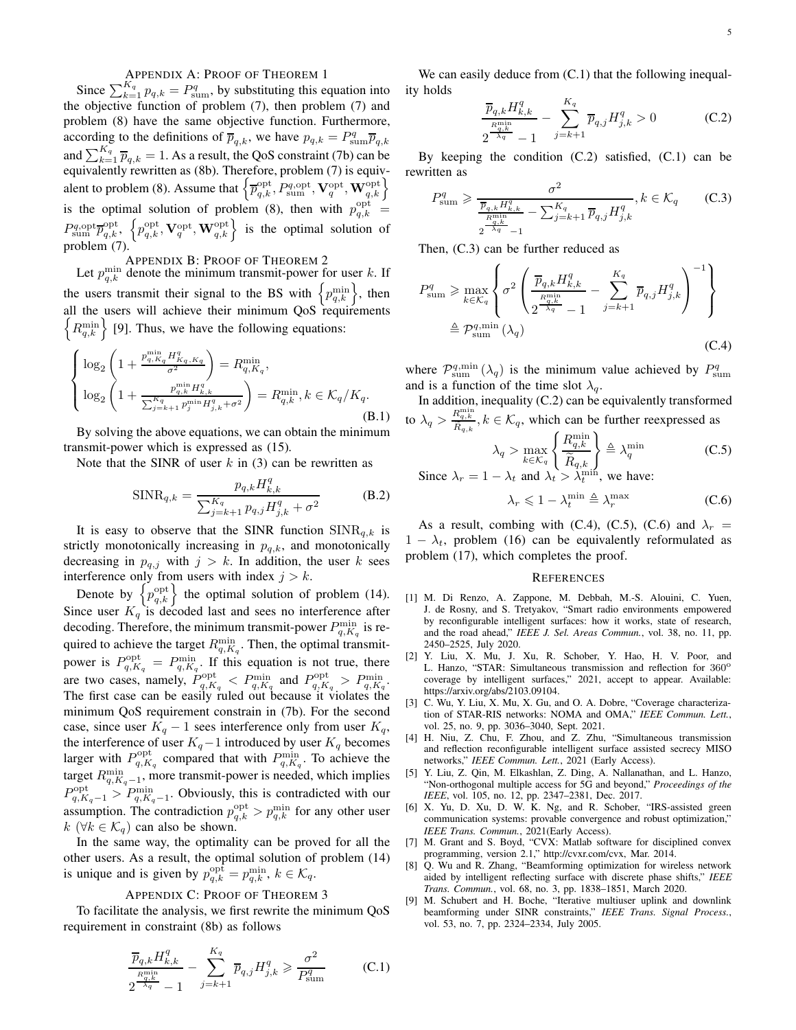## Appendix A: Proof of Theorem 1

Since $\sum_{k=1}^{K_q} p_{q,k} = P_{\rm sum}^q$, by substituting this equation into the objective function of problem (7), then problem (7) and problem (8) have the same objective function. Furthermore, according to the definitions of $\overline{p}_{q,k}$, we have $p_{q,k} = P_{\rm sum}^q \overline{p}_{q,k}$ and $\sum_{k=1}^{K_q} \overline{p}_{q,k} = 1$. As a result, the QoS constraint (7b) can be equivalently rewritten as (8b). Therefore, problem (7) is equivalent to problem (8). Assume that $\left\{\overline{p}_{q,k}^{\rm opt}, P_{\rm sum}^{q,{\rm opt}}, \mathbf{V}_q^{\rm opt}, \mathbf{W}_{q,k}^{\rm opt}\right\}$ is the optimal solution of problem (8), then with $p_{q,k}^{\rm opt} = P_{\rm sum}^{q,{\rm opt}} \overline{p}_{q,k}^{\rm opt}$, $\left\{p_{q,k}^{\rm opt}, \mathbf{V}_q^{\rm opt}, \mathbf{W}_{q,k}^{\rm opt}\right\}$ is the optimal solution of problem (7).

## Appendix B: Proof of Theorem 2

Let $p_{q,k}^{\min}$ denote the minimum transmit-power for user $k$. If the users transmit their signal to the BS with $\left\{p_{q,k}^{\min}\right\}$, then all the users will achieve their minimum QoS requirements $\left\{R_{q,k}^{\min}\right\}$ [9]. Thus, we have the following equations:

$$
\begin{cases}
\log_2\left(1 + \frac{p_{q,K_q}^{\min} H_{K_q,K_q}^q}{\sigma^2}\right) = R_{q,K_q}^{\min}, \\
\log_2\left(1 + \frac{p_{q,k}^{\min} H_{k,k}^q}{\sum_{j=k+1}^{K_q} p_j^{\min} H_{j,k}^q + \sigma^2}\right) = R_{q,k}^{\min}, k \in \mathcal{K}_q / K_q.
\end{cases} \tag{B.1}
$$

By solving the above equations, we can obtain the minimum transmit-power which is expressed as (15).

Note that the SINR of user $k$ in (3) can be rewritten as

$$
{\rm SINR}_{q,k} = \frac{p_{q,k} H_{k,k}^q}{\sum_{j=k+1}^{K_q} p_{q,j} H_{j,k}^q + \sigma^2} \tag{B.2}
$$

It is easy to observe that the SINR function ${\rm SINR}_{q,k}$ is strictly monotonically increasing in $p_{q,k}$, and monotonically decreasing in $p_{q,j}$ with $j > k$. In addition, the user $k$ sees interference only from users with index $j > k$.

Denote by $\left\{p_{q,k}^{\rm opt}\right\}$ the optimal solution of problem (14). Since user $K_q$ is decoded last and sees no interference after decoding. Therefore, the minimum transmit-power $P_{q,K_q}^{\min}$ is required to achieve the target $R_{q,K_q}^{\min}$. Then, the optimal transmit-power is $P_{q,K_q}^{\rm opt} = P_{q,K_q}^{\min}$. If this equation is not true, there are two cases, namely, $P_{q,K_q}^{\rm opt} < P_{q,K_q}^{\min}$ and $P_{q,K_q}^{\rm opt} > P_{q,K_q}^{\min}$. The first case can be easily ruled out because it violates the minimum QoS requirement constrain in (7b). For the second case, since user $K_q - 1$ sees interference only from user $K_q$, the interference of user $K_q - 1$ introduced by user $K_q$ becomes larger with $P_{q,K_q}^{\rm opt}$ compared that with $P_{q,K_q}^{\min}$. To achieve the target $R_{q,K_q-1}^{\min}$, more transmit-power is needed, which implies $P_{q,K_q-1}^{\rm opt} > P_{q,K_q-1}^{\min}$. Obviously, this is contradicted with our assumption. The contradiction $p_{q,k}^{\rm opt} > p_{q,k}^{\min}$ for any other user $k$ $(\forall k \in \mathcal{K}_q)$ can also be shown.

In the same way, the optimality can be proved for all the other users. As a result, the optimal solution of problem (14) is unique and is given by $p_{q,k}^{\rm opt} = p_{q,k}^{\min}$, $k \in \mathcal{K}_q$.

## Appendix C: Proof of Theorem 3

To facilitate the analysis, we first rewrite the minimum QoS requirement in constraint (8b) as follows

$$
\frac{\overline{p}_{q,k} H_{k,k}^q}{2^{\frac{R_{q,k}^{\min}}{\lambda_q}} - 1} - \sum_{j=k+1}^{K_q} \overline{p}_{q,j} H_{j,k}^q \geqslant \frac{\sigma^2}{P_{\rm sum}^q} \tag{C.1}
$$

We can easily deduce from (C.1) that the following inequality holds

$$
\frac{\overline{p}_{q,k} H_{k,k}^q}{2^{\frac{R_{q,k}^{\min}}{\lambda_q}} - 1} - \sum_{j=k+1}^{K_q} \overline{p}_{q,j} H_{j,k}^q > 0 \tag{C.2}
$$

By keeping the condition (C.2) satisfied, (C.1) can be rewritten as

$$
P_{\rm sum}^q \geqslant \frac{\sigma^2}{\frac{\overline{p}_{q,k} H_{k,k}^q}{2^{\frac{R_{q,k}^{\min}}{\lambda_q}} - 1} - \sum_{j=k+1}^{K_q} \overline{p}_{q,j} H_{j,k}^q}, k \in \mathcal{K}_q \tag{C.3}
$$

Then, (C.3) can be further reduced as

$$
\begin{aligned}
P_{\rm sum}^q &\geqslant \max_{k \in \mathcal{K}_q} \left\{ \sigma^2 \left( \frac{\overline{p}_{q,k} H_{k,k}^q}{2^{\frac{R_{q,k}^{\min}}{\lambda_q}} - 1} - \sum_{j=k+1}^{K_q} \overline{p}_{q,j} H_{j,k}^q \right)^{-1} \right\} \\
&\triangleq \mathcal{P}_{\rm sum}^{q,\min}(\lambda_q)
\end{aligned} \tag{C.4}
$$

where $\mathcal{P}_{\rm sum}^{q,\min}(\lambda_q)$ is the minimum value achieved by $P_{\rm sum}^q$ and is a function of the time slot $\lambda_q$.

In addition, inequality (C.2) can be equivalently transformed to $\lambda_q > \frac{R_{q,k}^{\min}}{\widetilde{R}_{q,k}}, k \in \mathcal{K}_q$, which can be further reexpressed as

$$
\lambda_q > \max_{k \in \mathcal{K}_q} \left\{ \frac{R_{q,k}^{\min}}{\widetilde{R}_{q,k}} \right\} \triangleq \lambda_q^{\min} \tag{C.5}
$$

Since $\lambda_r = 1 - \lambda_t$ and $\lambda_t > \lambda_t^{\min}$, we have:

$$
\lambda_r \leqslant 1 - \lambda_t^{\min} \triangleq \lambda_r^{\max} \tag{C.6}
$$

As a result, combing with (C.4), (C.5), (C.6) and $\lambda_r = 1 - \lambda_t$, problem (16) can be equivalently reformulated as problem (17), which completes the proof.

## References

[1] M. Di Renzo, A. Zappone, M. Debbah, M.-S. Alouini, C. Yuen, J. de Rosny, and S. Tretyakov, "Smart radio environments empowered by reconfigurable intelligent surfaces: how it works, state of research, and the road ahead," *IEEE J. Sel. Areas Commun.*, vol. 38, no. 11, pp. 2450–2525, July 2020.

[2] Y. Liu, X. Mu, J. Xu, R. Schober, Y. Hao, H. V. Poor, and L. Hanzo, "STAR: Simultaneous transmission and reflection for 360° coverage by intelligent surfaces," 2021, accept to appear. Available: https://arxiv.org/abs/2103.09104.

[3] C. Wu, Y. Liu, X. Mu, X. Gu, and O. A. Dobre, "Coverage characterization of STAR-RIS networks: NOMA and OMA," *IEEE Commun. Lett.*, vol. 25, no. 9, pp. 3036–3040, Sept. 2021.

[4] H. Niu, Z. Chu, F. Zhou, and Z. Zhu, "Simultaneous transmission and reflection reconfigurable intelligent surface assisted secrecy MISO networks," *IEEE Commun. Lett.*, 2021 (Early Access).

[5] Y. Liu, Z. Qin, M. Elkashlan, Z. Ding, A. Nallanathan, and L. Hanzo, "Non-orthogonal multiple access for 5G and beyond," *Proceedings of the IEEE*, vol. 105, no. 12, pp. 2347–2381, Dec. 2017.

[6] X. Yu, D. Xu, D. W. K. Ng, and R. Schober, "IRS-assisted green communication systems: provable convergence and robust optimization," *IEEE Trans. Commun.*, 2021(Early Access).

[7] M. Grant and S. Boyd, "CVX: Matlab software for disciplined convex programming, version 2.1," http://cvxr.com/cvx, Mar. 2014.

[8] Q. Wu and R. Zhang, "Beamforming optimization for wireless network aided by intelligent reflecting surface with discrete phase shifts," *IEEE Trans. Commun.*, vol. 68, no. 3, pp. 1838–1851, March 2020.

[9] M. Schubert and H. Boche, "Iterative multiuser uplink and downlink beamforming under SINR constraints," *IEEE Trans. Signal Process.*, vol. 53, no. 7, pp. 2324–2334, July 2005.